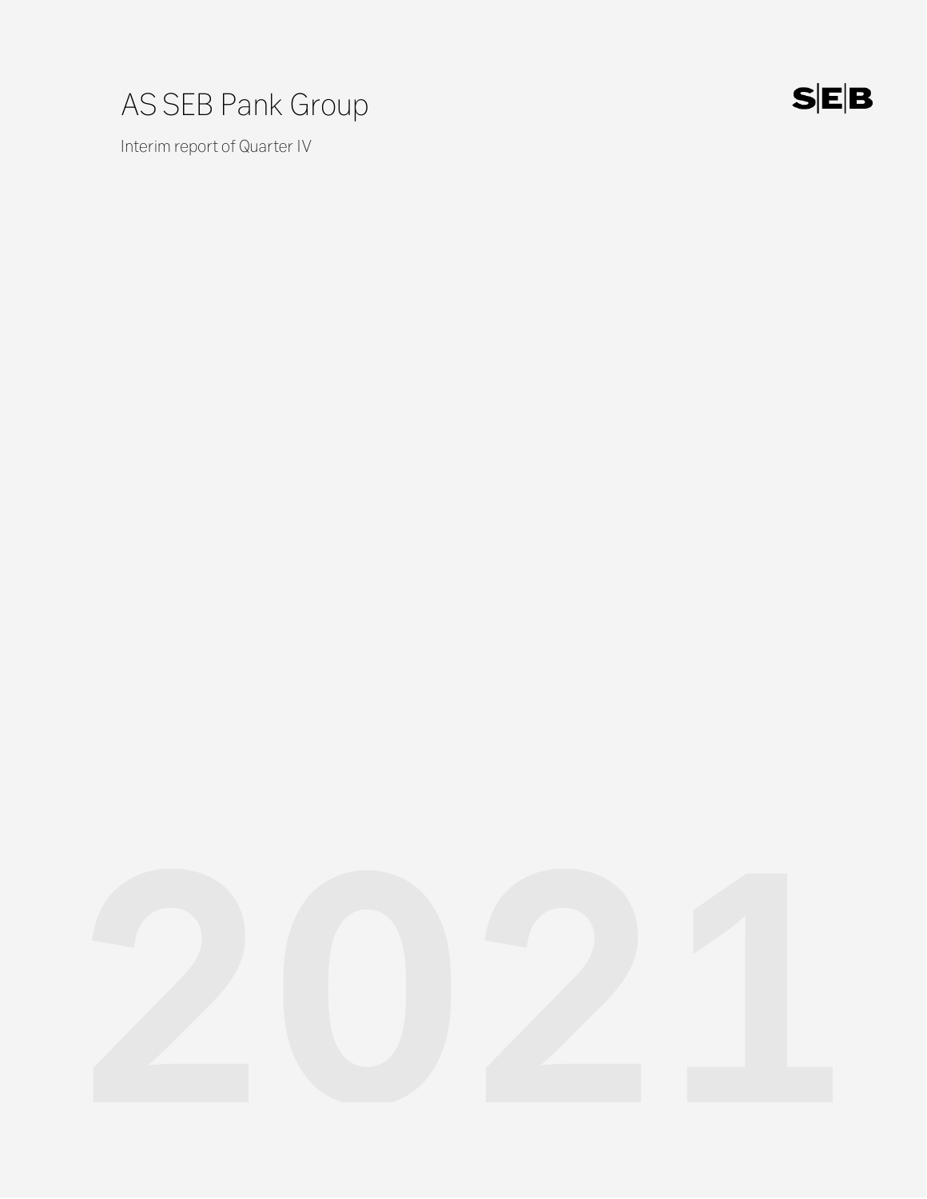# AS SEB Pank Group

SEB

Interim report of Quarter IV

2021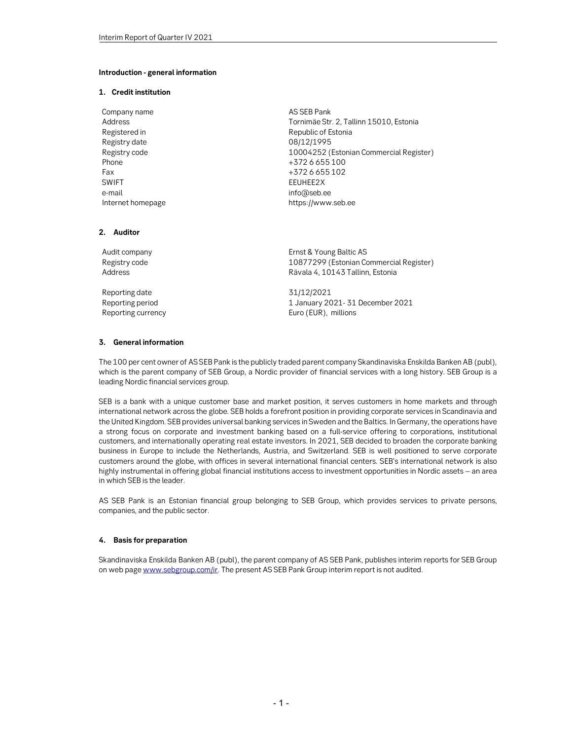## Introduction - general information

### 1. Credit institution

| | |
|---|---|
| Company name | AS SEB Pank |
| Address | Tornimäe Str. 2, Tallinn 15010, Estonia |
| Registered in | Republic of Estonia |
| Registry date | 08/12/1995 |
| Registry code | 10004252 (Estonian Commercial Register) |
| Phone | +372 6 655 100 |
| Fax | +372 6 655 102 |
| SWIFT | EEUHEE2X |
| e-mail | info@seb.ee |
| Internet homepage | https://www.seb.ee |

### 2. Auditor

| | |
|---|---|
| Audit company | Ernst & Young Baltic AS |
| Registry code | 10877299 (Estonian Commercial Register) |
| Address | Rävala 4, 10143 Tallinn, Estonia |
| Reporting date | 31/12/2021 |
| Reporting period | 1 January 2021- 31 December 2021 |
| Reporting currency | Euro (EUR), millions |

### 3. General information

The 100 per cent owner of AS SEB Pank is the publicly traded parent company Skandinaviska Enskilda Banken AB (publ), which is the parent company of SEB Group, a Nordic provider of financial services with a long history. SEB Group is a leading Nordic financial services group.

SEB is a bank with a unique customer base and market position, it serves customers in home markets and through international network across the globe. SEB holds a forefront position in providing corporate services in Scandinavia and the United Kingdom. SEB provides universal banking services in Sweden and the Baltics. In Germany, the operations have a strong focus on corporate and investment banking based on a full-service offering to corporations, institutional customers, and internationally operating real estate investors. In 2021, SEB decided to broaden the corporate banking business in Europe to include the Netherlands, Austria, and Switzerland. SEB is well positioned to serve corporate customers around the globe, with offices in several international financial centers. SEB's international network is also highly instrumental in offering global financial institutions access to investment opportunities in Nordic assets – an area in which SEB is the leader.

AS SEB Pank is an Estonian financial group belonging to SEB Group, which provides services to private persons, companies, and the public sector.

### 4. Basis for preparation

Skandinaviska Enskilda Banken AB (publ), the parent company of AS SEB Pank, publishes interim reports for SEB Group on web page www.sebgroup.com/ir. The present AS SEB Pank Group interim report is not audited.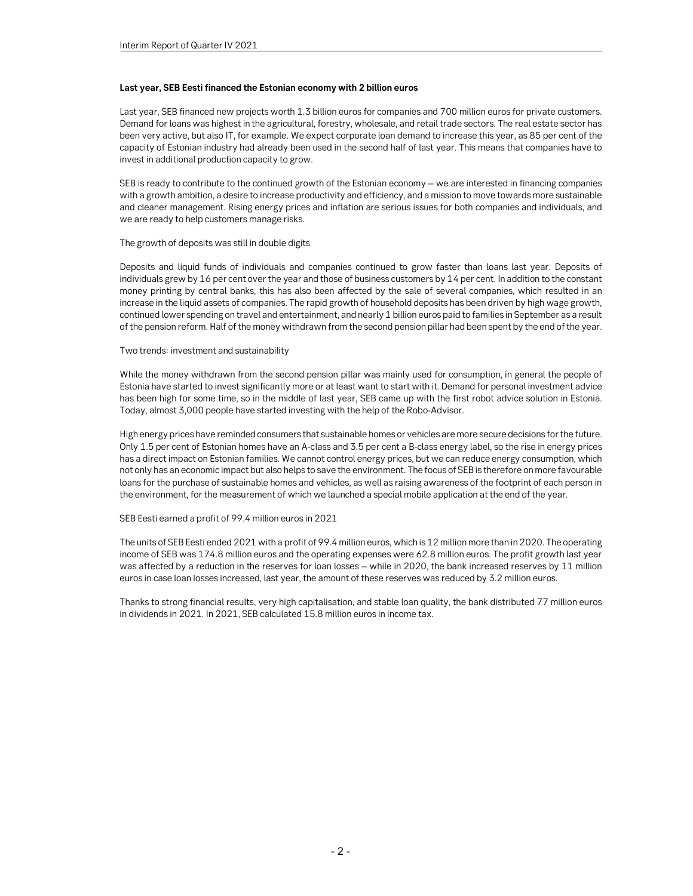**Last year, SEB Eesti financed the Estonian economy with 2 billion euros**

Last year, SEB financed new projects worth 1.3 billion euros for companies and 700 million euros for private customers. Demand for loans was highest in the agricultural, forestry, wholesale, and retail trade sectors. The real estate sector has been very active, but also IT, for example. We expect corporate loan demand to increase this year, as 85 per cent of the capacity of Estonian industry had already been used in the second half of last year. This means that companies have to invest in additional production capacity to grow.

SEB is ready to contribute to the continued growth of the Estonian economy – we are interested in financing companies with a growth ambition, a desire to increase productivity and efficiency, and a mission to move towards more sustainable and cleaner management. Rising energy prices and inflation are serious issues for both companies and individuals, and we are ready to help customers manage risks.

The growth of deposits was still in double digits

Deposits and liquid funds of individuals and companies continued to grow faster than loans last year. Deposits of individuals grew by 16 per cent over the year and those of business customers by 14 per cent. In addition to the constant money printing by central banks, this has also been affected by the sale of several companies, which resulted in an increase in the liquid assets of companies. The rapid growth of household deposits has been driven by high wage growth, continued lower spending on travel and entertainment, and nearly 1 billion euros paid to families in September as a result of the pension reform. Half of the money withdrawn from the second pension pillar had been spent by the end of the year.

Two trends: investment and sustainability

While the money withdrawn from the second pension pillar was mainly used for consumption, in general the people of Estonia have started to invest significantly more or at least want to start with it. Demand for personal investment advice has been high for some time, so in the middle of last year, SEB came up with the first robot advice solution in Estonia. Today, almost 3,000 people have started investing with the help of the Robo-Advisor.

High energy prices have reminded consumers that sustainable homes or vehicles are more secure decisions for the future. Only 1.5 per cent of Estonian homes have an A-class and 3.5 per cent a B-class energy label, so the rise in energy prices has a direct impact on Estonian families. We cannot control energy prices, but we can reduce energy consumption, which not only has an economic impact but also helps to save the environment. The focus of SEB is therefore on more favourable loans for the purchase of sustainable homes and vehicles, as well as raising awareness of the footprint of each person in the environment, for the measurement of which we launched a special mobile application at the end of the year.

SEB Eesti earned a profit of 99.4 million euros in 2021

The units of SEB Eesti ended 2021 with a profit of 99.4 million euros, which is 12 million more than in 2020. The operating income of SEB was 174.8 million euros and the operating expenses were 62.8 million euros. The profit growth last year was affected by a reduction in the reserves for loan losses – while in 2020, the bank increased reserves by 11 million euros in case loan losses increased, last year, the amount of these reserves was reduced by 3.2 million euros.

Thanks to strong financial results, very high capitalisation, and stable loan quality, the bank distributed 77 million euros in dividends in 2021. In 2021, SEB calculated 15.8 million euros in income tax.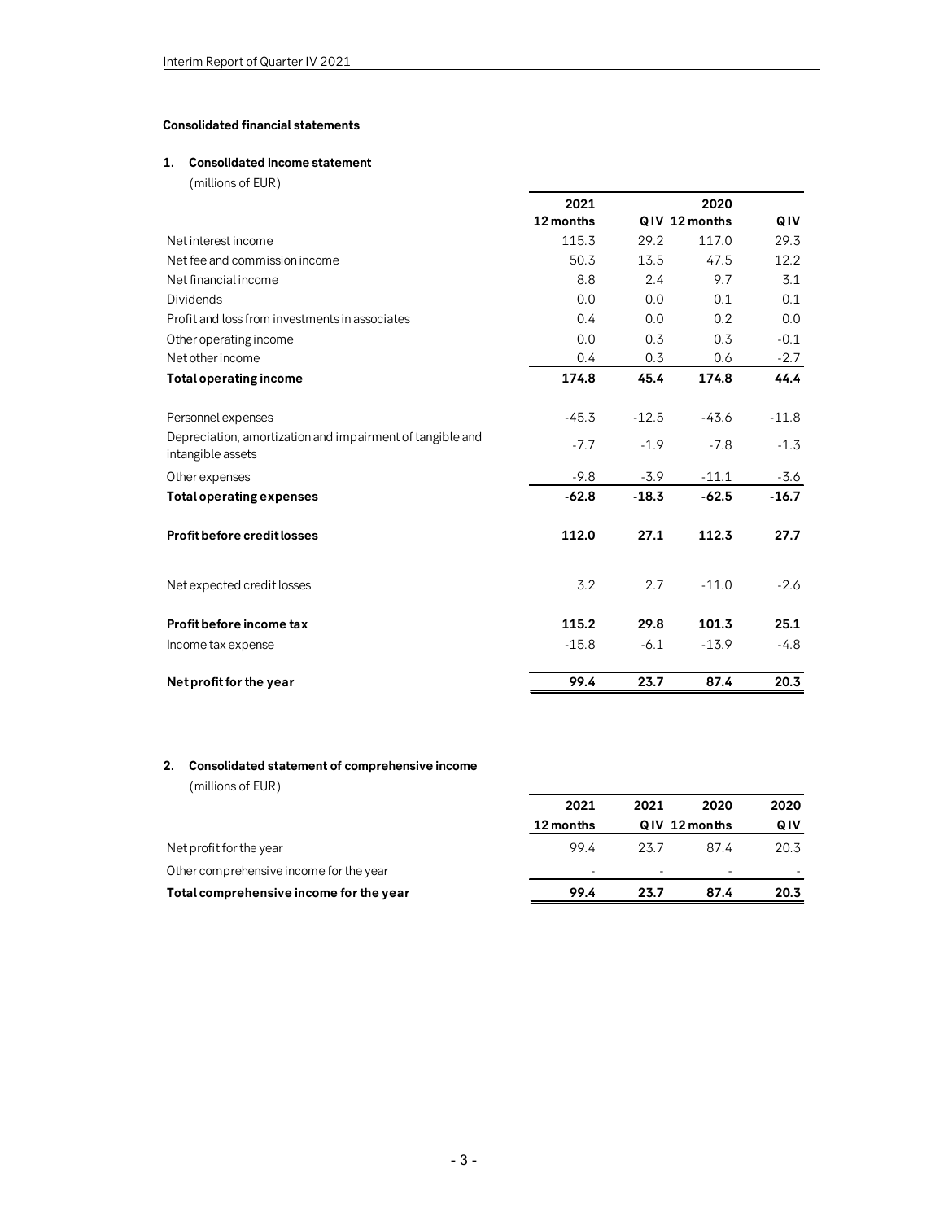**Consolidated financial statements**

**1. Consolidated income statement**

(millions of EUR)

| | 2021 | | 2020 | |
|---|---|---|---|---|
| | 12 months | Q IV | 12 months | Q IV |
| Net interest income | 115.3 | 29.2 | 117.0 | 29.3 |
| Net fee and commission income | 50.3 | 13.5 | 47.5 | 12.2 |
| Net financial income | 8.8 | 2.4 | 9.7 | 3.1 |
| Dividends | 0.0 | 0.0 | 0.1 | 0.1 |
| Profit and loss from investments in associates | 0.4 | 0.0 | 0.2 | 0.0 |
| Other operating income | 0.0 | 0.3 | 0.3 | -0.1 |
| Net other income | 0.4 | 0.3 | 0.6 | -2.7 |
| **Total operating income** | **174.8** | **45.4** | **174.8** | **44.4** |
| Personnel expenses | -45.3 | -12.5 | -43.6 | -11.8 |
| Depreciation, amortization and impairment of tangible and intangible assets | -7.7 | -1.9 | -7.8 | -1.3 |
| Other expenses | -9.8 | -3.9 | -11.1 | -3.6 |
| **Total operating expenses** | **-62.8** | **-18.3** | **-62.5** | **-16.7** |
| **Profit before credit losses** | **112.0** | **27.1** | **112.3** | **27.7** |
| Net expected credit losses | 3.2 | 2.7 | -11.0 | -2.6 |
| **Profit before income tax** | **115.2** | **29.8** | **101.3** | **25.1** |
| Income tax expense | -15.8 | -6.1 | -13.9 | -4.8 |
| **Net profit for the year** | **99.4** | **23.7** | **87.4** | **20.3** |

**2. Consolidated statement of comprehensive income**

(millions of EUR)

| | 2021 | 2021 | 2020 | 2020 |
|---|---|---|---|---|
| | 12 months | Q IV | 12 months | Q IV |
| Net profit for the year | 99.4 | 23.7 | 87.4 | 20.3 |
| Other comprehensive income for the year | - | - | - | - |
| **Total comprehensive income for the year** | **99.4** | **23.7** | **87.4** | **20.3** |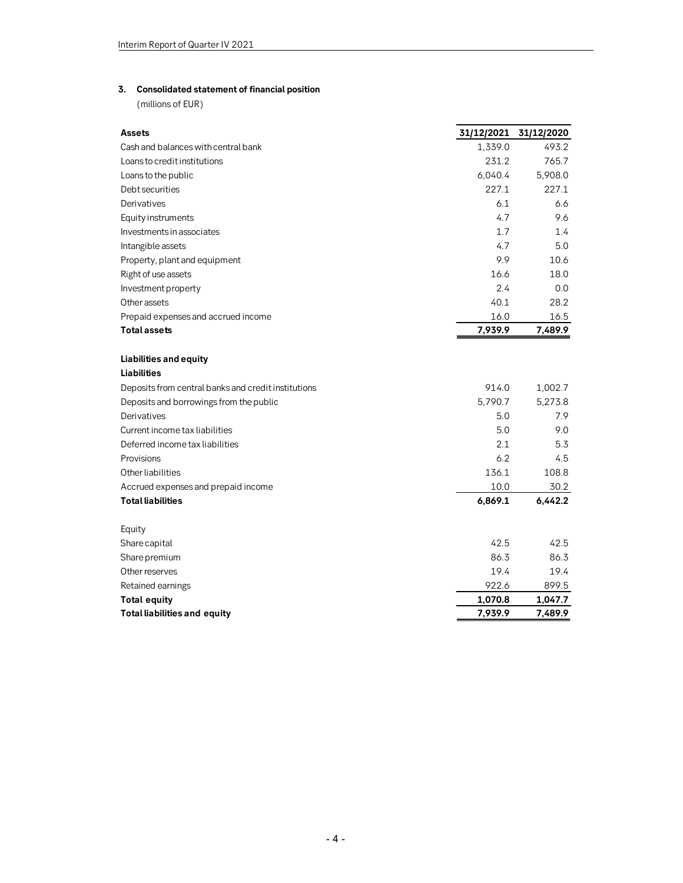### 3. Consolidated statement of financial position

(millions of EUR)

| **Assets** | **31/12/2021** | **31/12/2020** |
|---|---|---|
| Cash and balances with central bank | 1,339.0 | 493.2 |
| Loans to credit institutions | 231.2 | 765.7 |
| Loans to the public | 6,040.4 | 5,908.0 |
| Debt securities | 227.1 | 227.1 |
| Derivatives | 6.1 | 6.6 |
| Equity instruments | 4.7 | 9.6 |
| Investments in associates | 1.7 | 1.4 |
| Intangible assets | 4.7 | 5.0 |
| Property, plant and equipment | 9.9 | 10.6 |
| Right of use assets | 16.6 | 18.0 |
| Investment property | 2.4 | 0.0 |
| Other assets | 40.1 | 28.2 |
| Prepaid expenses and accrued income | 16.0 | 16.5 |
| **Total assets** | **7,939.9** | **7,489.9** |
| | | |
| **Liabilities and equity** | | |
| **Liabilities** | | |
| Deposits from central banks and credit institutions | 914.0 | 1,002.7 |
| Deposits and borrowings from the public | 5,790.7 | 5,273.8 |
| Derivatives | 5.0 | 7.9 |
| Current income tax liabilities | 5.0 | 9.0 |
| Deferred income tax liabilities | 2.1 | 5.3 |
| Provisions | 6.2 | 4.5 |
| Other liabilities | 136.1 | 108.8 |
| Accrued expenses and prepaid income | 10.0 | 30.2 |
| **Total liabilities** | **6,869.1** | **6,442.2** |
| | | |
| Equity | | |
| Share capital | 42.5 | 42.5 |
| Share premium | 86.3 | 86.3 |
| Other reserves | 19.4 | 19.4 |
| Retained earnings | 922.6 | 899.5 |
| **Total equity** | **1,070.8** | **1,047.7** |
| **Total liabilities and equity** | **7,939.9** | **7,489.9** |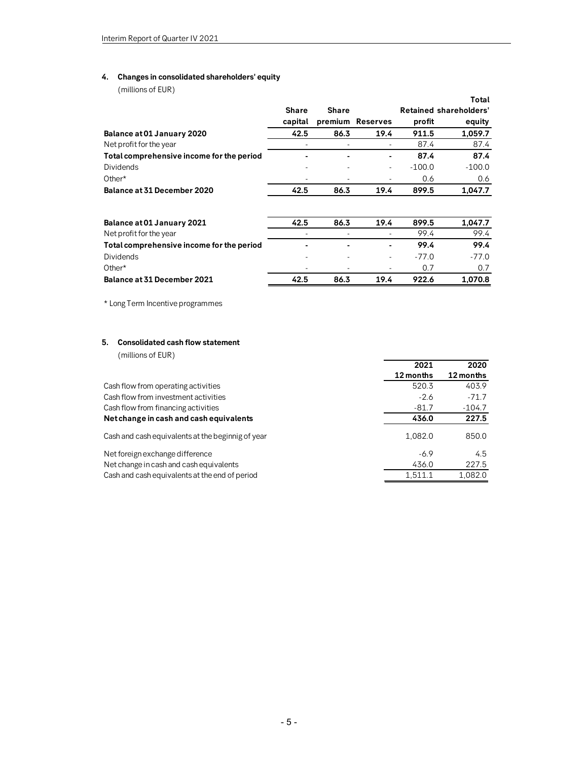## 4. Changes in consolidated shareholders' equity

(millions of EUR)

| | Share capital | Share premium | Reserves | Retained profit | Total shareholders' equity |
|---|---|---|---|---|---|
| **Balance at 01 January 2020** | **42.5** | **86.3** | **19.4** | **911.5** | **1,059.7** |
| Net profit for the year | - | - | - | 87.4 | 87.4 |
| **Total comprehensive income for the period** | **-** | **-** | **-** | **87.4** | **87.4** |
| Dividends | - | - | - | -100.0 | -100.0 |
| Other* | - | - | - | 0.6 | 0.6 |
| **Balance at 31 December 2020** | **42.5** | **86.3** | **19.4** | **899.5** | **1,047.7** |
| | | | | | |
| **Balance at 01 January 2021** | **42.5** | **86.3** | **19.4** | **899.5** | **1,047.7** |
| Net profit for the year | - | - | - | 99.4 | 99.4 |
| **Total comprehensive income for the period** | **-** | **-** | **-** | **99.4** | **99.4** |
| Dividends | - | - | - | -77.0 | -77.0 |
| Other* | - | - | - | 0.7 | 0.7 |
| **Balance at 31 December 2021** | **42.5** | **86.3** | **19.4** | **922.6** | **1,070.8** |

* Long Term Incentive programmes

## 5. Consolidated cash flow statement

(millions of EUR)

| | 2021 12 months | 2020 12 months |
|---|---|---|
| Cash flow from operating activities | 520.3 | 403.9 |
| Cash flow from investment activities | -2.6 | -71.7 |
| Cash flow from financing activities | -81.7 | -104.7 |
| **Net change in cash and cash equivalents** | **436.0** | **227.5** |
| Cash and cash equivalents at the beginnig of year | 1,082.0 | 850.0 |
| Net foreign exchange difference | -6.9 | 4.5 |
| Net change in cash and cash equivalents | 436.0 | 227.5 |
| Cash and cash equivalents at the end of period | 1,511.1 | 1,082.0 |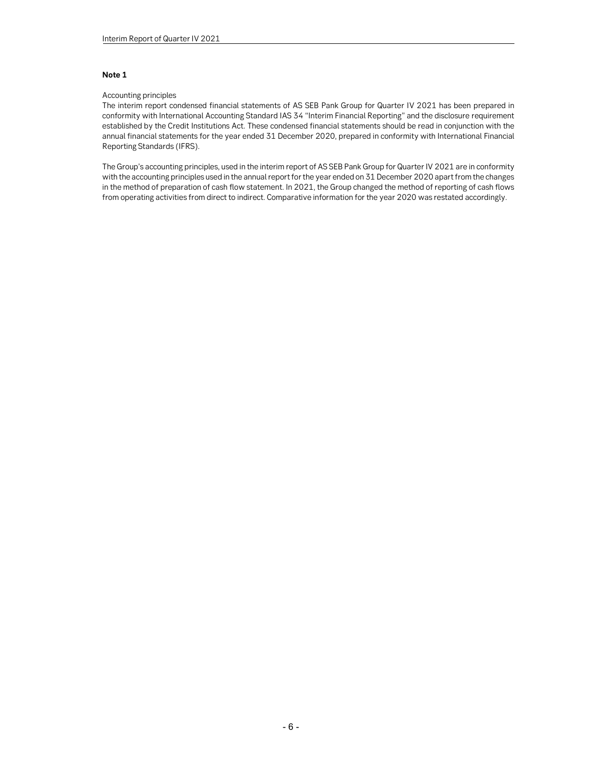**Note 1**

Accounting principles

The interim report condensed financial statements of AS SEB Pank Group for Quarter IV 2021 has been prepared in conformity with International Accounting Standard IAS 34 "Interim Financial Reporting" and the disclosure requirement established by the Credit Institutions Act. These condensed financial statements should be read in conjunction with the annual financial statements for the year ended 31 December 2020, prepared in conformity with International Financial Reporting Standards (IFRS).

The Group's accounting principles, used in the interim report of AS SEB Pank Group for Quarter IV 2021 are in conformity with the accounting principles used in the annual report for the year ended on 31 December 2020 apart from the changes in the method of preparation of cash flow statement. In 2021, the Group changed the method of reporting of cash flows from operating activities from direct to indirect. Comparative information for the year 2020 was restated accordingly.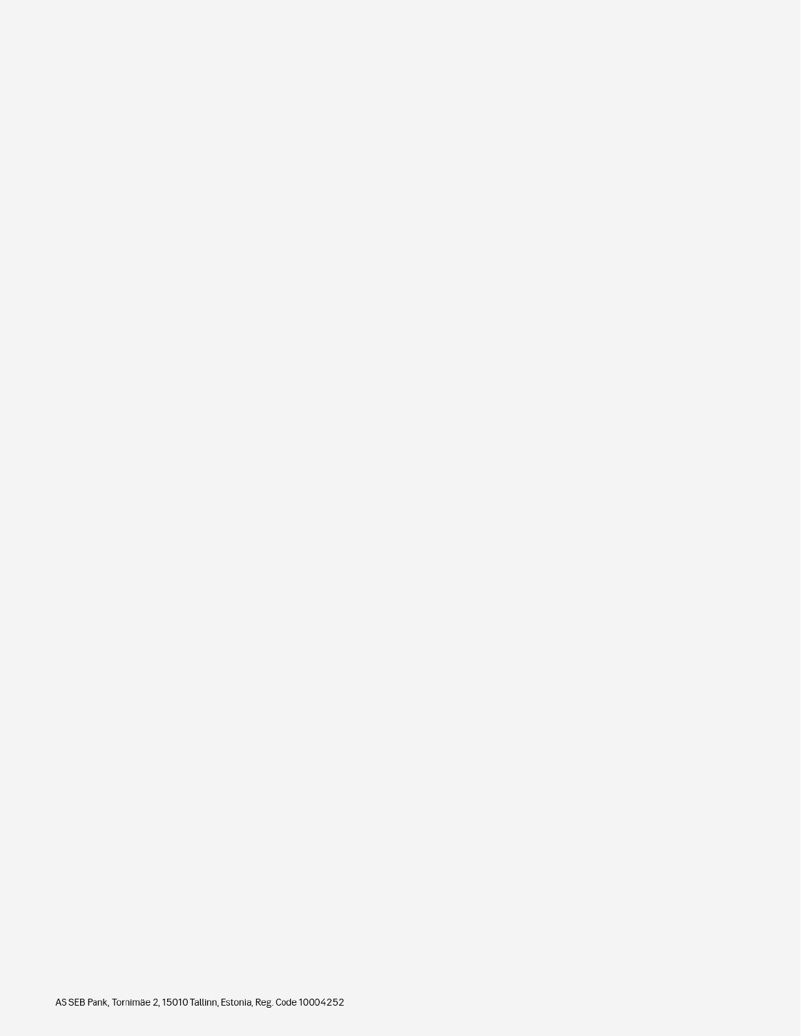AS SEB Pank, Tornimäe 2, 15010 Tallinn, Estonia, Reg. Code 10004252